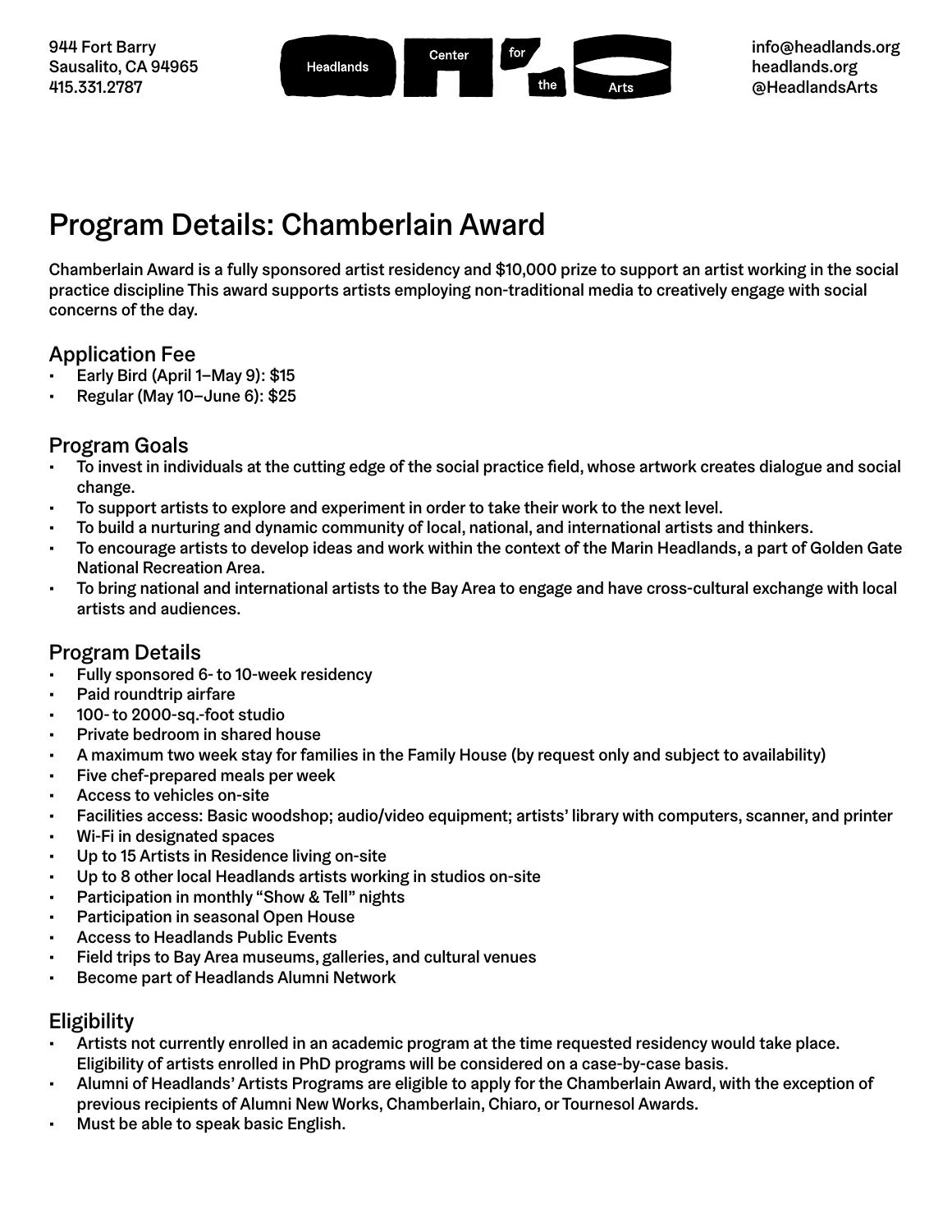944 Fort Barry
Sausalito, CA 94965
415.331.2787

Headlands Center for the Arts

info@headlands.org
headlands.org
@HeadlandsArts

# Program Details: Chamberlain Award

Chamberlain Award is a fully sponsored artist residency and $10,000 prize to support an artist working in the social practice discipline This award supports artists employing non-traditional media to creatively engage with social concerns of the day.

## Application Fee

- Early Bird (April 1–May 9): $15
- Regular (May 10–June 6): $25

## Program Goals

- To invest in individuals at the cutting edge of the social practice field, whose artwork creates dialogue and social change.
- To support artists to explore and experiment in order to take their work to the next level.
- To build a nurturing and dynamic community of local, national, and international artists and thinkers.
- To encourage artists to develop ideas and work within the context of the Marin Headlands, a part of Golden Gate National Recreation Area.
- To bring national and international artists to the Bay Area to engage and have cross-cultural exchange with local artists and audiences.

## Program Details

- Fully sponsored 6- to 10-week residency
- Paid roundtrip airfare
- 100- to 2000-sq.-foot studio
- Private bedroom in shared house
- A maximum two week stay for families in the Family House (by request only and subject to availability)
- Five chef-prepared meals per week
- Access to vehicles on-site
- Facilities access: Basic woodshop; audio/video equipment; artists' library with computers, scanner, and printer
- Wi-Fi in designated spaces
- Up to 15 Artists in Residence living on-site
- Up to 8 other local Headlands artists working in studios on-site
- Participation in monthly "Show & Tell" nights
- Participation in seasonal Open House
- Access to Headlands Public Events
- Field trips to Bay Area museums, galleries, and cultural venues
- Become part of Headlands Alumni Network

## Eligibility

- Artists not currently enrolled in an academic program at the time requested residency would take place. Eligibility of artists enrolled in PhD programs will be considered on a case-by-case basis.
- Alumni of Headlands' Artists Programs are eligible to apply for the Chamberlain Award, with the exception of previous recipients of Alumni New Works, Chamberlain, Chiaro, or Tournesol Awards.
- Must be able to speak basic English.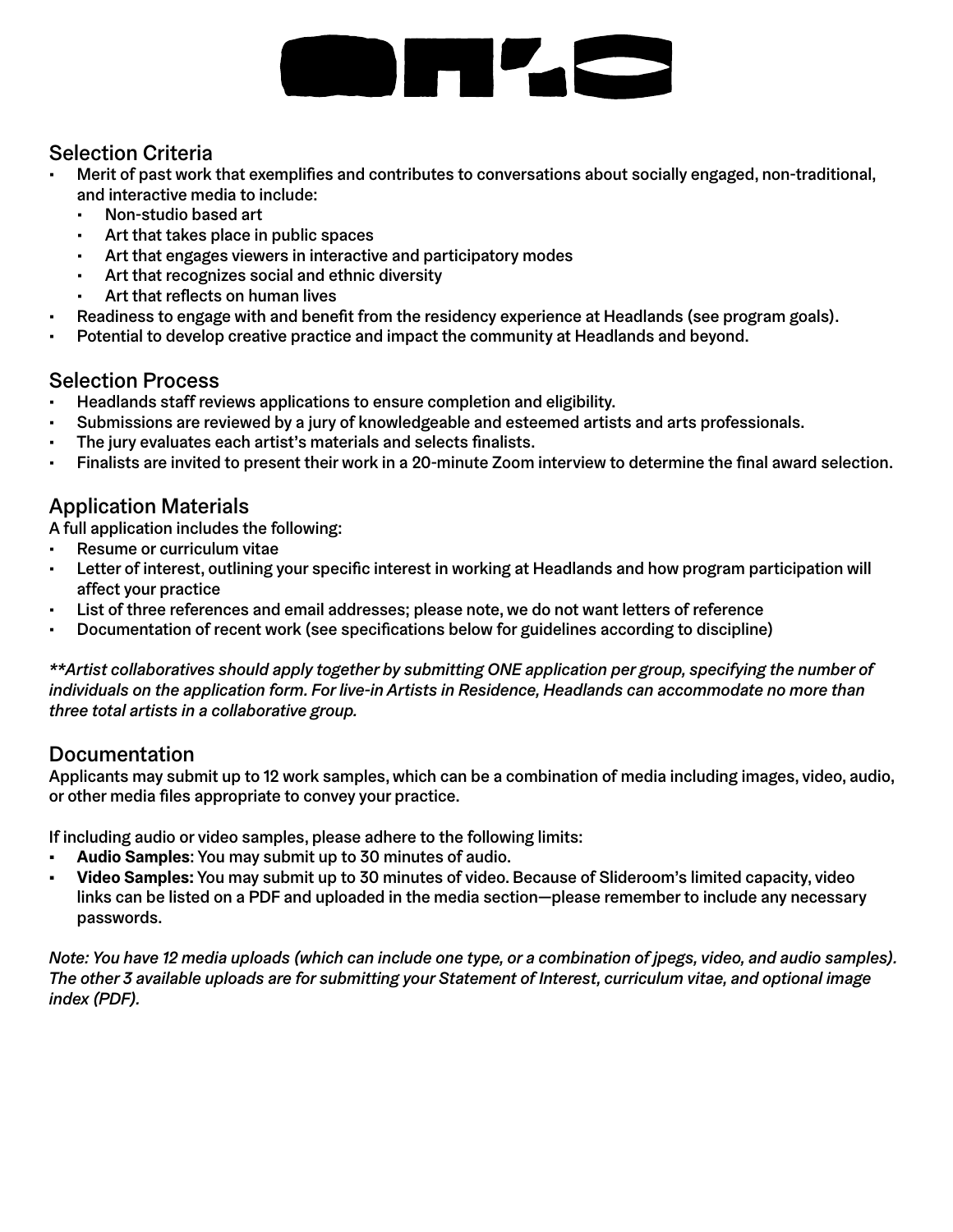## Selection Criteria

- Merit of past work that exemplifies and contributes to conversations about socially engaged, non-traditional, and interactive media to include:
  - Non-studio based art
  - Art that takes place in public spaces
  - Art that engages viewers in interactive and participatory modes
  - Art that recognizes social and ethnic diversity
  - Art that reflects on human lives
- Readiness to engage with and benefit from the residency experience at Headlands (see program goals).
- Potential to develop creative practice and impact the community at Headlands and beyond.

## Selection Process

- Headlands staff reviews applications to ensure completion and eligibility.
- Submissions are reviewed by a jury of knowledgeable and esteemed artists and arts professionals.
- The jury evaluates each artist's materials and selects finalists.
- Finalists are invited to present their work in a 20-minute Zoom interview to determine the final award selection.

## Application Materials

A full application includes the following:

- Resume or curriculum vitae
- Letter of interest, outlining your specific interest in working at Headlands and how program participation will affect your practice
- List of three references and email addresses; please note, we do not want letters of reference
- Documentation of recent work (see specifications below for guidelines according to discipline)

*\*\*Artist collaboratives should apply together by submitting ONE application per group, specifying the number of individuals on the application form. For live-in Artists in Residence, Headlands can accommodate no more than three total artists in a collaborative group.*

## Documentation

Applicants may submit up to 12 work samples, which can be a combination of media including images, video, audio, or other media files appropriate to convey your practice.

If including audio or video samples, please adhere to the following limits:

- **Audio Samples**: You may submit up to 30 minutes of audio.
- **Video Samples:** You may submit up to 30 minutes of video. Because of Slideroom's limited capacity, video links can be listed on a PDF and uploaded in the media section—please remember to include any necessary passwords.

*Note: You have 12 media uploads (which can include one type, or a combination of jpegs, video, and audio samples). The other 3 available uploads are for submitting your Statement of Interest, curriculum vitae, and optional image index (PDF).*